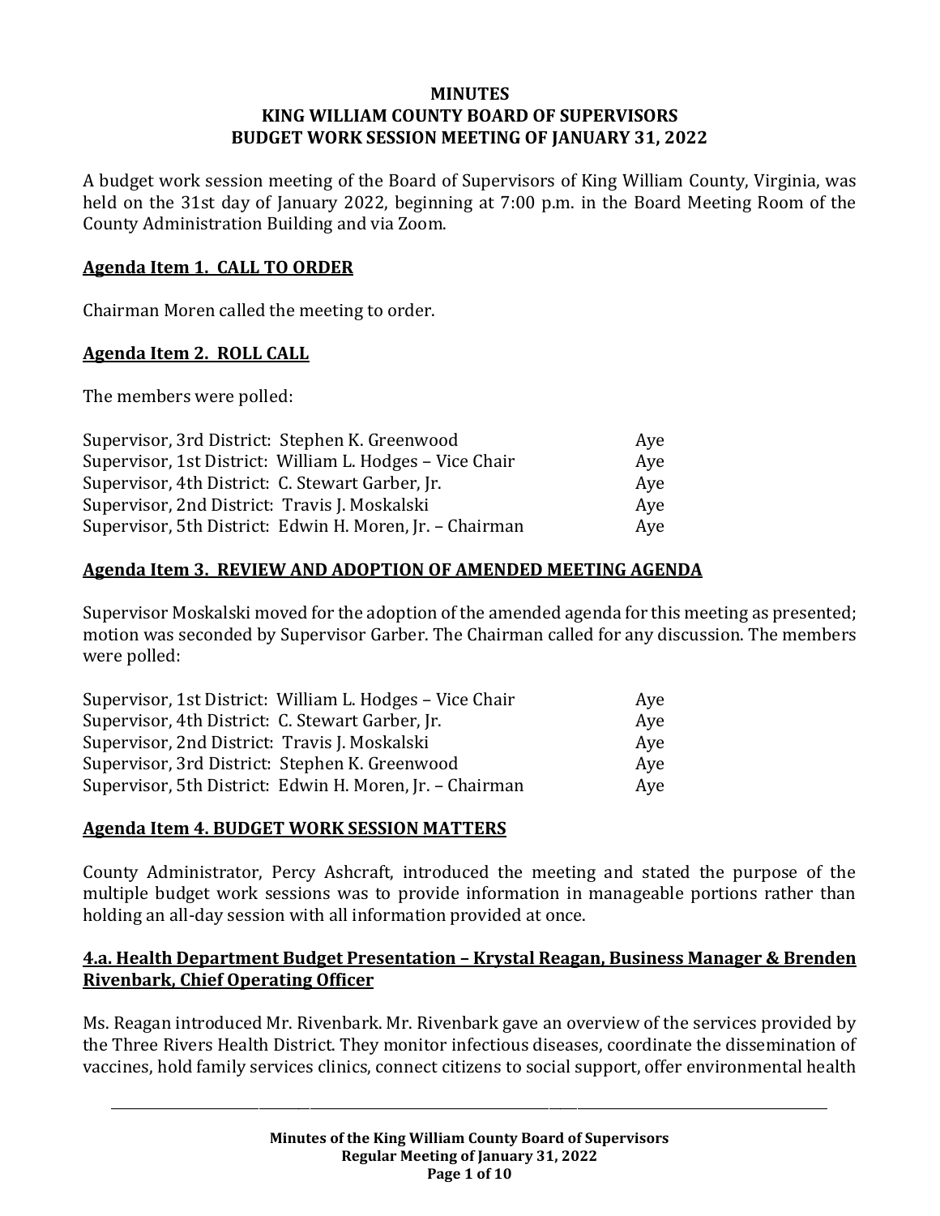# MINUTES
# KING WILLIAM COUNTY BOARD OF SUPERVISORS
# BUDGET WORK SESSION MEETING OF JANUARY 31, 2022

A budget work session meeting of the Board of Supervisors of King William County, Virginia, was held on the 31st day of January 2022, beginning at 7:00 p.m. in the Board Meeting Room of the County Administration Building and via Zoom.

## Agenda Item 1. CALL TO ORDER

Chairman Moren called the meeting to order.

## Agenda Item 2. ROLL CALL

The members were polled:

| | |
|---|---|
| Supervisor, 3rd District: Stephen K. Greenwood | Aye |
| Supervisor, 1st District: William L. Hodges – Vice Chair | Aye |
| Supervisor, 4th District: C. Stewart Garber, Jr. | Aye |
| Supervisor, 2nd District: Travis J. Moskalski | Aye |
| Supervisor, 5th District: Edwin H. Moren, Jr. – Chairman | Aye |

## Agenda Item 3. REVIEW AND ADOPTION OF AMENDED MEETING AGENDA

Supervisor Moskalski moved for the adoption of the amended agenda for this meeting as presented; motion was seconded by Supervisor Garber. The Chairman called for any discussion. The members were polled:

| | |
|---|---|
| Supervisor, 1st District: William L. Hodges – Vice Chair | Aye |
| Supervisor, 4th District: C. Stewart Garber, Jr. | Aye |
| Supervisor, 2nd District: Travis J. Moskalski | Aye |
| Supervisor, 3rd District: Stephen K. Greenwood | Aye |
| Supervisor, 5th District: Edwin H. Moren, Jr. – Chairman | Aye |

## Agenda Item 4. BUDGET WORK SESSION MATTERS

County Administrator, Percy Ashcraft, introduced the meeting and stated the purpose of the multiple budget work sessions was to provide information in manageable portions rather than holding an all-day session with all information provided at once.

### 4.a. Health Department Budget Presentation – Krystal Reagan, Business Manager & Brenden Rivenbark, Chief Operating Officer

Ms. Reagan introduced Mr. Rivenbark. Mr. Rivenbark gave an overview of the services provided by the Three Rivers Health District. They monitor infectious diseases, coordinate the dissemination of vaccines, hold family services clinics, connect citizens to social support, offer environmental health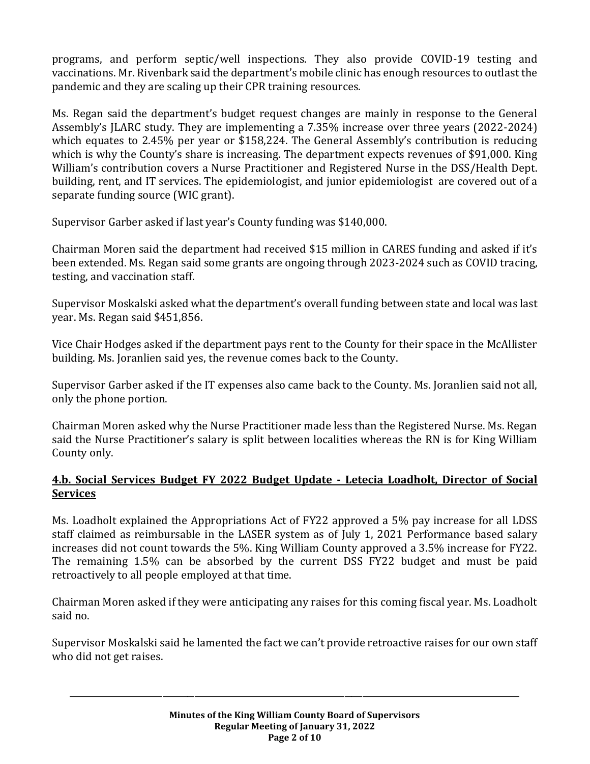programs, and perform septic/well inspections. They also provide COVID-19 testing and vaccinations. Mr. Rivenbark said the department's mobile clinic has enough resources to outlast the pandemic and they are scaling up their CPR training resources.

Ms. Regan said the department's budget request changes are mainly in response to the General Assembly's JLARC study. They are implementing a 7.35% increase over three years (2022-2024) which equates to 2.45% per year or $158,224. The General Assembly's contribution is reducing which is why the County's share is increasing. The department expects revenues of $91,000. King William's contribution covers a Nurse Practitioner and Registered Nurse in the DSS/Health Dept. building, rent, and IT services. The epidemiologist, and junior epidemiologist are covered out of a separate funding source (WIC grant).

Supervisor Garber asked if last year's County funding was $140,000.

Chairman Moren said the department had received $15 million in CARES funding and asked if it's been extended. Ms. Regan said some grants are ongoing through 2023-2024 such as COVID tracing, testing, and vaccination staff.

Supervisor Moskalski asked what the department's overall funding between state and local was last year. Ms. Regan said $451,856.

Vice Chair Hodges asked if the department pays rent to the County for their space in the McAllister building. Ms. Joranlien said yes, the revenue comes back to the County.

Supervisor Garber asked if the IT expenses also came back to the County. Ms. Joranlien said not all, only the phone portion.

Chairman Moren asked why the Nurse Practitioner made less than the Registered Nurse. Ms. Regan said the Nurse Practitioner's salary is split between localities whereas the RN is for King William County only.

**4.b. Social Services Budget FY 2022 Budget Update - Letecia Loadholt, Director of Social Services**

Ms. Loadholt explained the Appropriations Act of FY22 approved a 5% pay increase for all LDSS staff claimed as reimbursable in the LASER system as of July 1, 2021 Performance based salary increases did not count towards the 5%. King William County approved a 3.5% increase for FY22. The remaining 1.5% can be absorbed by the current DSS FY22 budget and must be paid retroactively to all people employed at that time.

Chairman Moren asked if they were anticipating any raises for this coming fiscal year. Ms. Loadholt said no.

Supervisor Moskalski said he lamented the fact we can't provide retroactive raises for our own staff who did not get raises.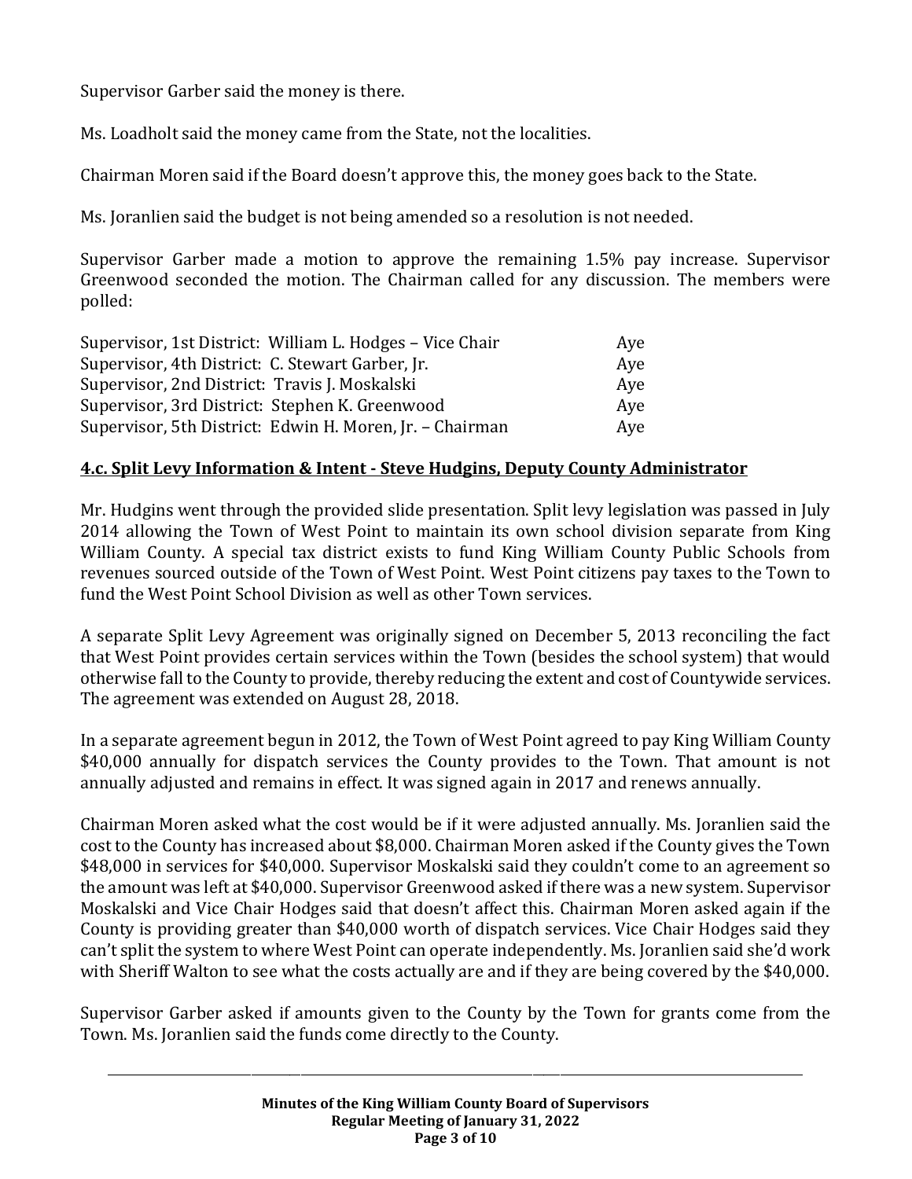Supervisor Garber said the money is there.

Ms. Loadholt said the money came from the State, not the localities.

Chairman Moren said if the Board doesn't approve this, the money goes back to the State.

Ms. Joranlien said the budget is not being amended so a resolution is not needed.

Supervisor Garber made a motion to approve the remaining 1.5% pay increase. Supervisor Greenwood seconded the motion. The Chairman called for any discussion. The members were polled:

| | |
|---|---|
| Supervisor, 1st District: William L. Hodges – Vice Chair | Aye |
| Supervisor, 4th District: C. Stewart Garber, Jr. | Aye |
| Supervisor, 2nd District: Travis J. Moskalski | Aye |
| Supervisor, 3rd District: Stephen K. Greenwood | Aye |
| Supervisor, 5th District: Edwin H. Moren, Jr. – Chairman | Aye |

## 4.c. Split Levy Information & Intent - Steve Hudgins, Deputy County Administrator

Mr. Hudgins went through the provided slide presentation. Split levy legislation was passed in July 2014 allowing the Town of West Point to maintain its own school division separate from King William County. A special tax district exists to fund King William County Public Schools from revenues sourced outside of the Town of West Point. West Point citizens pay taxes to the Town to fund the West Point School Division as well as other Town services.

A separate Split Levy Agreement was originally signed on December 5, 2013 reconciling the fact that West Point provides certain services within the Town (besides the school system) that would otherwise fall to the County to provide, thereby reducing the extent and cost of Countywide services. The agreement was extended on August 28, 2018.

In a separate agreement begun in 2012, the Town of West Point agreed to pay King William County $40,000 annually for dispatch services the County provides to the Town. That amount is not annually adjusted and remains in effect. It was signed again in 2017 and renews annually.

Chairman Moren asked what the cost would be if it were adjusted annually. Ms. Joranlien said the cost to the County has increased about $8,000. Chairman Moren asked if the County gives the Town $48,000 in services for $40,000. Supervisor Moskalski said they couldn't come to an agreement so the amount was left at $40,000. Supervisor Greenwood asked if there was a new system. Supervisor Moskalski and Vice Chair Hodges said that doesn't affect this. Chairman Moren asked again if the County is providing greater than $40,000 worth of dispatch services. Vice Chair Hodges said they can't split the system to where West Point can operate independently. Ms. Joranlien said she'd work with Sheriff Walton to see what the costs actually are and if they are being covered by the $40,000.

Supervisor Garber asked if amounts given to the County by the Town for grants come from the Town. Ms. Joranlien said the funds come directly to the County.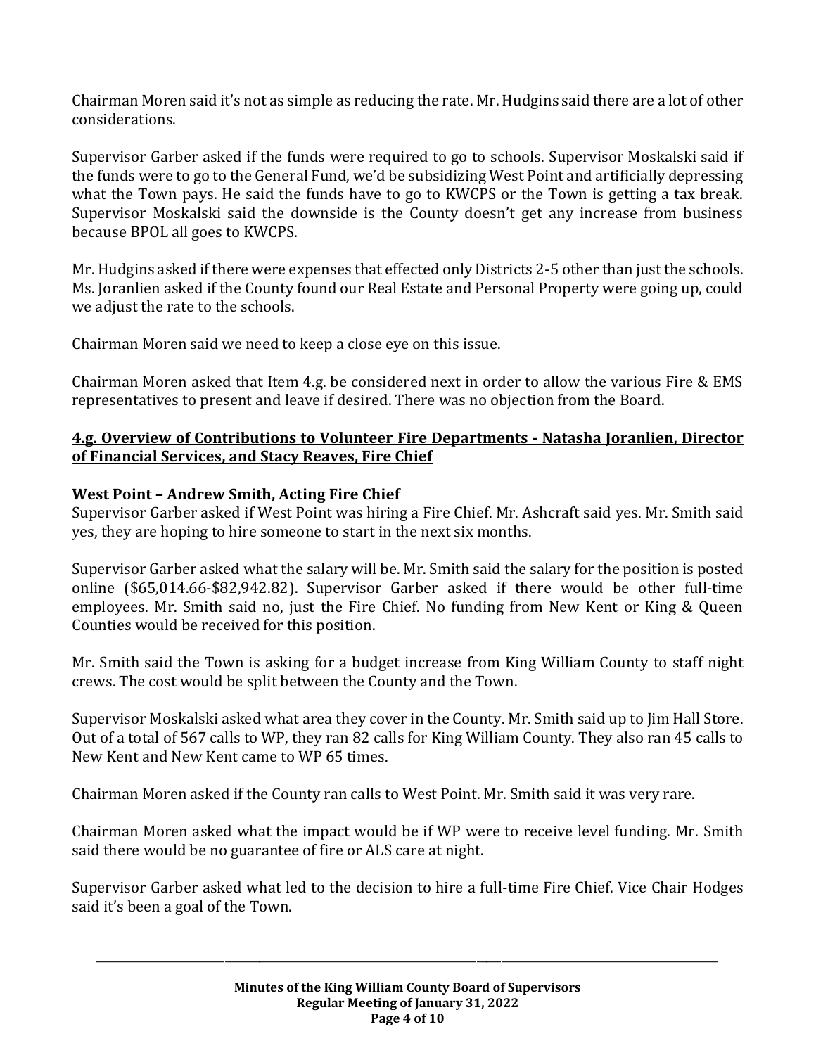Chairman Moren said it's not as simple as reducing the rate. Mr. Hudgins said there are a lot of other considerations.

Supervisor Garber asked if the funds were required to go to schools. Supervisor Moskalski said if the funds were to go to the General Fund, we'd be subsidizing West Point and artificially depressing what the Town pays. He said the funds have to go to KWCPS or the Town is getting a tax break. Supervisor Moskalski said the downside is the County doesn't get any increase from business because BPOL all goes to KWCPS.

Mr. Hudgins asked if there were expenses that effected only Districts 2-5 other than just the schools. Ms. Joranlien asked if the County found our Real Estate and Personal Property were going up, could we adjust the rate to the schools.

Chairman Moren said we need to keep a close eye on this issue.

Chairman Moren asked that Item 4.g. be considered next in order to allow the various Fire & EMS representatives to present and leave if desired. There was no objection from the Board.

## 4.g. Overview of Contributions to Volunteer Fire Departments - Natasha Joranlien, Director of Financial Services, and Stacy Reaves, Fire Chief

### West Point – Andrew Smith, Acting Fire Chief

Supervisor Garber asked if West Point was hiring a Fire Chief. Mr. Ashcraft said yes. Mr. Smith said yes, they are hoping to hire someone to start in the next six months.

Supervisor Garber asked what the salary will be. Mr. Smith said the salary for the position is posted online ($65,014.66-$82,942.82). Supervisor Garber asked if there would be other full-time employees. Mr. Smith said no, just the Fire Chief. No funding from New Kent or King & Queen Counties would be received for this position.

Mr. Smith said the Town is asking for a budget increase from King William County to staff night crews. The cost would be split between the County and the Town.

Supervisor Moskalski asked what area they cover in the County. Mr. Smith said up to Jim Hall Store. Out of a total of 567 calls to WP, they ran 82 calls for King William County. They also ran 45 calls to New Kent and New Kent came to WP 65 times.

Chairman Moren asked if the County ran calls to West Point. Mr. Smith said it was very rare.

Chairman Moren asked what the impact would be if WP were to receive level funding. Mr. Smith said there would be no guarantee of fire or ALS care at night.

Supervisor Garber asked what led to the decision to hire a full-time Fire Chief. Vice Chair Hodges said it's been a goal of the Town.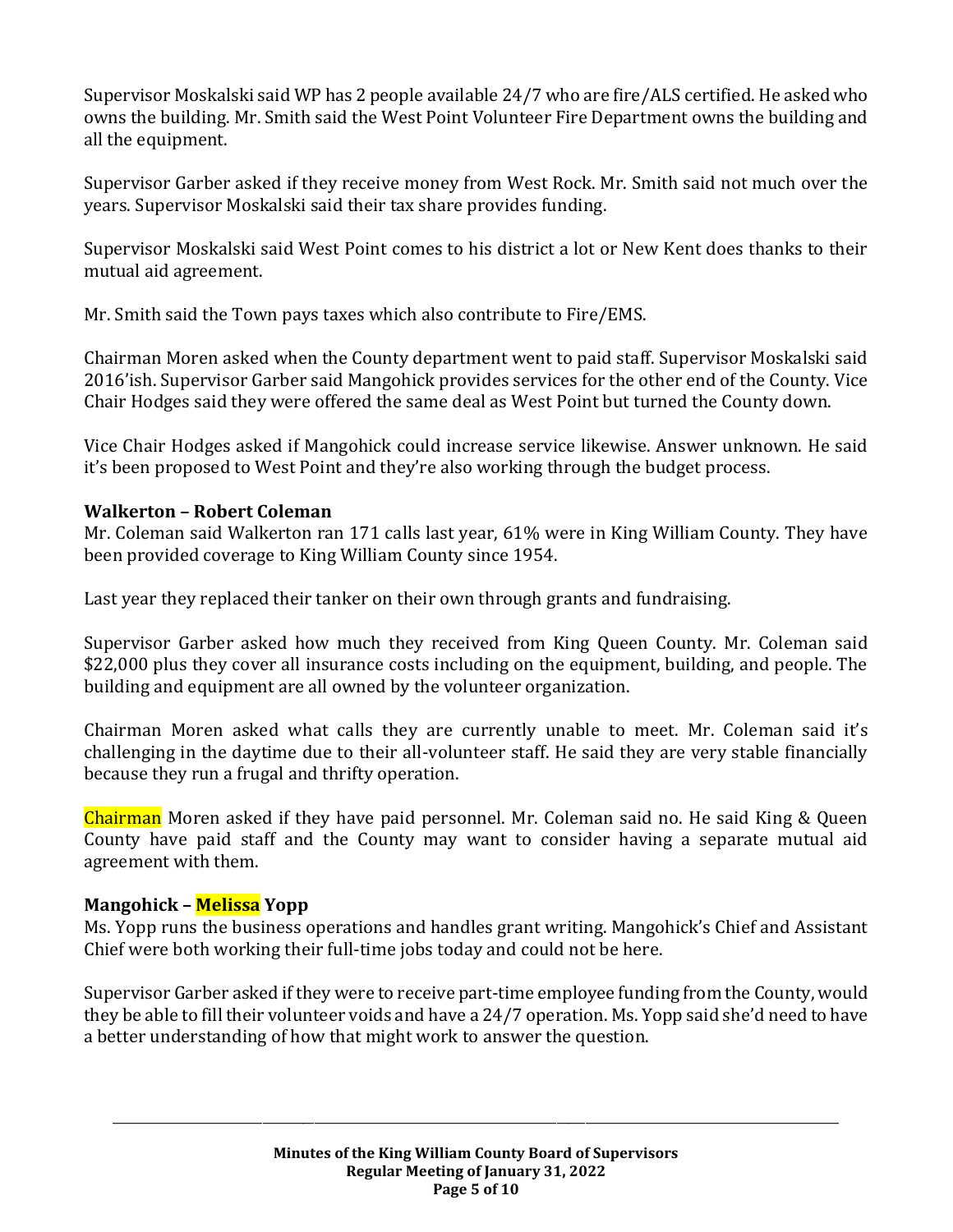Supervisor Moskalski said WP has 2 people available 24/7 who are fire/ALS certified. He asked who owns the building. Mr. Smith said the West Point Volunteer Fire Department owns the building and all the equipment.

Supervisor Garber asked if they receive money from West Rock. Mr. Smith said not much over the years. Supervisor Moskalski said their tax share provides funding.

Supervisor Moskalski said West Point comes to his district a lot or New Kent does thanks to their mutual aid agreement.

Mr. Smith said the Town pays taxes which also contribute to Fire/EMS.

Chairman Moren asked when the County department went to paid staff. Supervisor Moskalski said 2016'ish. Supervisor Garber said Mangohick provides services for the other end of the County. Vice Chair Hodges said they were offered the same deal as West Point but turned the County down.

Vice Chair Hodges asked if Mangohick could increase service likewise. Answer unknown. He said it's been proposed to West Point and they're also working through the budget process.

**Walkerton – Robert Coleman**

Mr. Coleman said Walkerton ran 171 calls last year, 61% were in King William County. They have been provided coverage to King William County since 1954.

Last year they replaced their tanker on their own through grants and fundraising.

Supervisor Garber asked how much they received from King Queen County. Mr. Coleman said $22,000 plus they cover all insurance costs including on the equipment, building, and people. The building and equipment are all owned by the volunteer organization.

Chairman Moren asked what calls they are currently unable to meet. Mr. Coleman said it's challenging in the daytime due to their all-volunteer staff. He said they are very stable financially because they run a frugal and thrifty operation.

Chairman Moren asked if they have paid personnel. Mr. Coleman said no. He said King & Queen County have paid staff and the County may want to consider having a separate mutual aid agreement with them.

**Mangohick – Melissa Yopp**

Ms. Yopp runs the business operations and handles grant writing. Mangohick's Chief and Assistant Chief were both working their full-time jobs today and could not be here.

Supervisor Garber asked if they were to receive part-time employee funding from the County, would they be able to fill their volunteer voids and have a 24/7 operation. Ms. Yopp said she'd need to have a better understanding of how that might work to answer the question.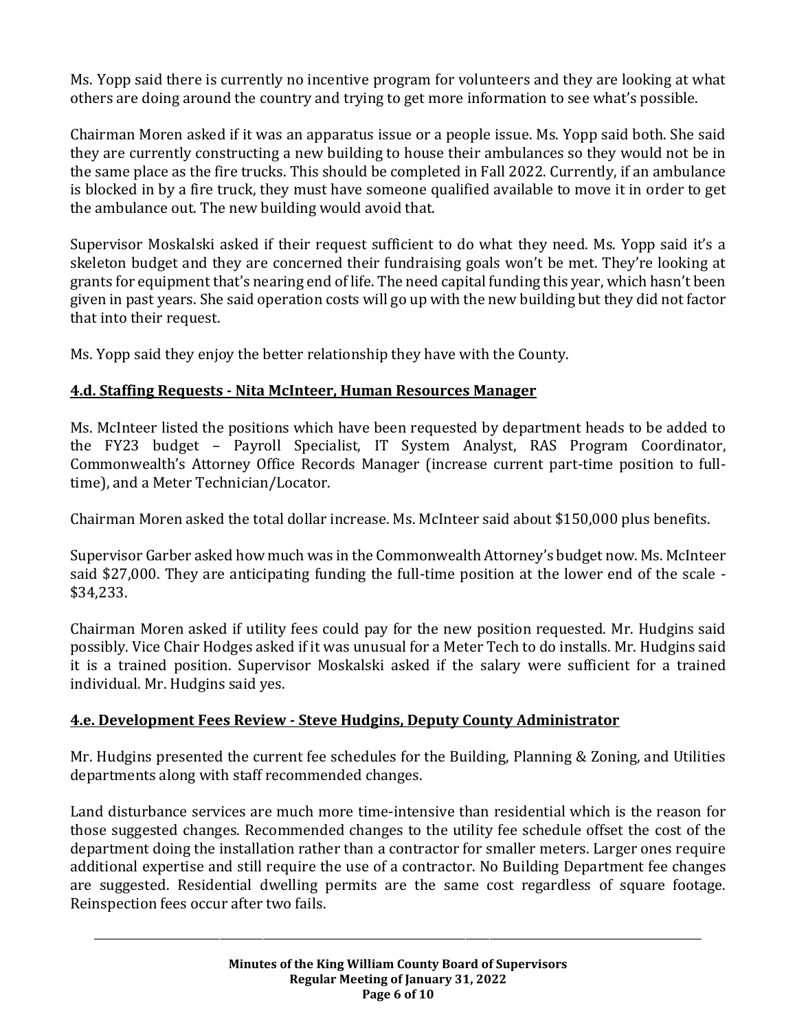Ms. Yopp said there is currently no incentive program for volunteers and they are looking at what others are doing around the country and trying to get more information to see what's possible.

Chairman Moren asked if it was an apparatus issue or a people issue. Ms. Yopp said both. She said they are currently constructing a new building to house their ambulances so they would not be in the same place as the fire trucks. This should be completed in Fall 2022. Currently, if an ambulance is blocked in by a fire truck, they must have someone qualified available to move it in order to get the ambulance out. The new building would avoid that.

Supervisor Moskalski asked if their request sufficient to do what they need. Ms. Yopp said it's a skeleton budget and they are concerned their fundraising goals won't be met. They're looking at grants for equipment that's nearing end of life. The need capital funding this year, which hasn't been given in past years. She said operation costs will go up with the new building but they did not factor that into their request.

Ms. Yopp said they enjoy the better relationship they have with the County.

**4.d. Staffing Requests - Nita McInteer, Human Resources Manager**

Ms. McInteer listed the positions which have been requested by department heads to be added to the FY23 budget – Payroll Specialist, IT System Analyst, RAS Program Coordinator, Commonwealth's Attorney Office Records Manager (increase current part-time position to full-time), and a Meter Technician/Locator.

Chairman Moren asked the total dollar increase. Ms. McInteer said about $150,000 plus benefits.

Supervisor Garber asked how much was in the Commonwealth Attorney's budget now. Ms. McInteer said $27,000. They are anticipating funding the full-time position at the lower end of the scale - $34,233.

Chairman Moren asked if utility fees could pay for the new position requested. Mr. Hudgins said possibly. Vice Chair Hodges asked if it was unusual for a Meter Tech to do installs. Mr. Hudgins said it is a trained position. Supervisor Moskalski asked if the salary were sufficient for a trained individual. Mr. Hudgins said yes.

**4.e. Development Fees Review - Steve Hudgins, Deputy County Administrator**

Mr. Hudgins presented the current fee schedules for the Building, Planning & Zoning, and Utilities departments along with staff recommended changes.

Land disturbance services are much more time-intensive than residential which is the reason for those suggested changes. Recommended changes to the utility fee schedule offset the cost of the department doing the installation rather than a contractor for smaller meters. Larger ones require additional expertise and still require the use of a contractor. No Building Department fee changes are suggested. Residential dwelling permits are the same cost regardless of square footage. Reinspection fees occur after two fails.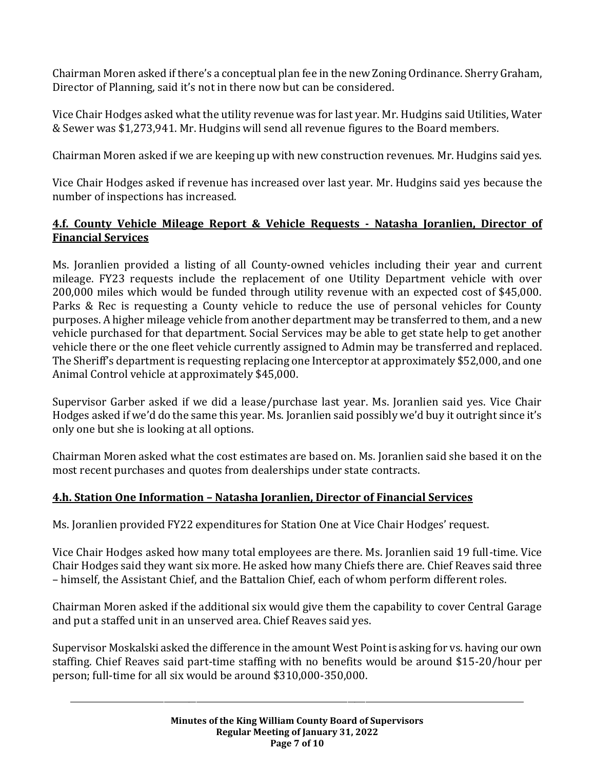Chairman Moren asked if there's a conceptual plan fee in the new Zoning Ordinance. Sherry Graham, Director of Planning, said it's not in there now but can be considered.

Vice Chair Hodges asked what the utility revenue was for last year. Mr. Hudgins said Utilities, Water & Sewer was $1,273,941. Mr. Hudgins will send all revenue figures to the Board members.

Chairman Moren asked if we are keeping up with new construction revenues. Mr. Hudgins said yes.

Vice Chair Hodges asked if revenue has increased over last year. Mr. Hudgins said yes because the number of inspections has increased.

## **4.f. County Vehicle Mileage Report & Vehicle Requests - Natasha Joranlien, Director of Financial Services**

Ms. Joranlien provided a listing of all County-owned vehicles including their year and current mileage. FY23 requests include the replacement of one Utility Department vehicle with over 200,000 miles which would be funded through utility revenue with an expected cost of $45,000. Parks & Rec is requesting a County vehicle to reduce the use of personal vehicles for County purposes. A higher mileage vehicle from another department may be transferred to them, and a new vehicle purchased for that department. Social Services may be able to get state help to get another vehicle there or the one fleet vehicle currently assigned to Admin may be transferred and replaced. The Sheriff's department is requesting replacing one Interceptor at approximately $52,000, and one Animal Control vehicle at approximately $45,000.

Supervisor Garber asked if we did a lease/purchase last year. Ms. Joranlien said yes. Vice Chair Hodges asked if we'd do the same this year. Ms. Joranlien said possibly we'd buy it outright since it's only one but she is looking at all options.

Chairman Moren asked what the cost estimates are based on. Ms. Joranlien said she based it on the most recent purchases and quotes from dealerships under state contracts.

## **4.h. Station One Information – Natasha Joranlien, Director of Financial Services**

Ms. Joranlien provided FY22 expenditures for Station One at Vice Chair Hodges' request.

Vice Chair Hodges asked how many total employees are there. Ms. Joranlien said 19 full-time. Vice Chair Hodges said they want six more. He asked how many Chiefs there are. Chief Reaves said three – himself, the Assistant Chief, and the Battalion Chief, each of whom perform different roles.

Chairman Moren asked if the additional six would give them the capability to cover Central Garage and put a staffed unit in an unserved area. Chief Reaves said yes.

Supervisor Moskalski asked the difference in the amount West Point is asking for vs. having our own staffing. Chief Reaves said part-time staffing with no benefits would be around $15-20/hour per person; full-time for all six would be around $310,000-350,000.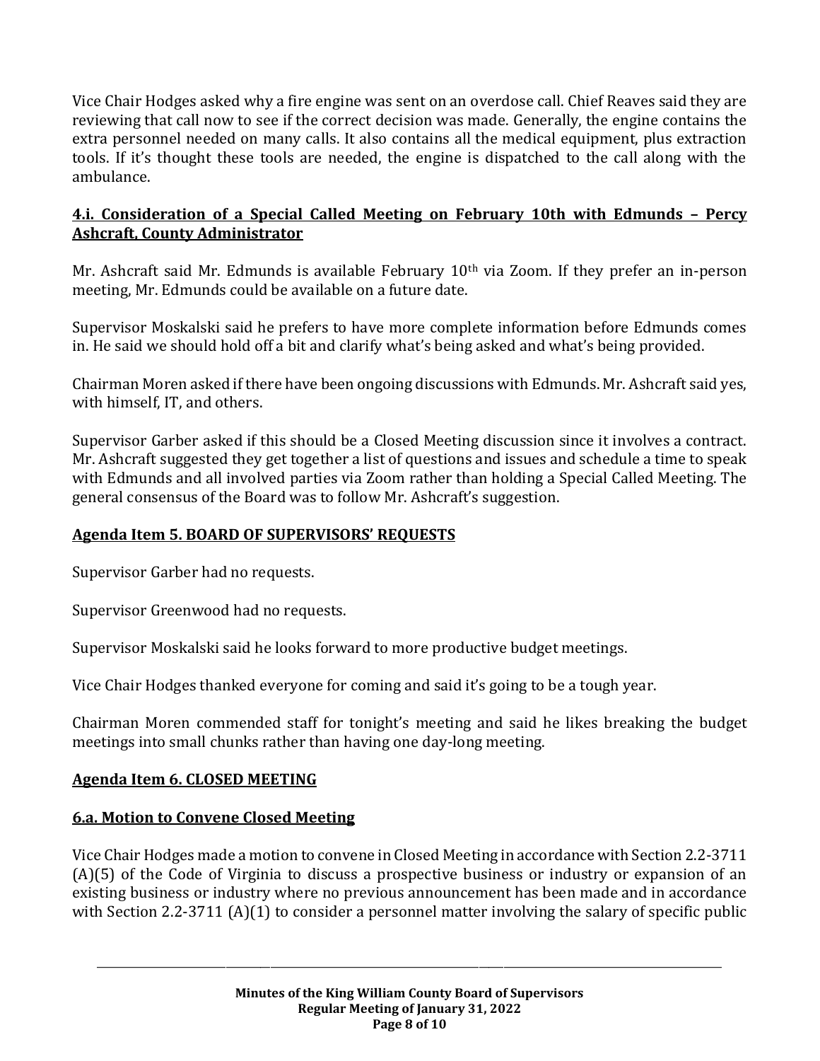Vice Chair Hodges asked why a fire engine was sent on an overdose call. Chief Reaves said they are reviewing that call now to see if the correct decision was made. Generally, the engine contains the extra personnel needed on many calls. It also contains all the medical equipment, plus extraction tools. If it's thought these tools are needed, the engine is dispatched to the call along with the ambulance.

**4.i. Consideration of a Special Called Meeting on February 10th with Edmunds – Percy Ashcraft, County Administrator**

Mr. Ashcraft said Mr. Edmunds is available February 10th via Zoom. If they prefer an in-person meeting, Mr. Edmunds could be available on a future date.

Supervisor Moskalski said he prefers to have more complete information before Edmunds comes in. He said we should hold off a bit and clarify what's being asked and what's being provided.

Chairman Moren asked if there have been ongoing discussions with Edmunds. Mr. Ashcraft said yes, with himself, IT, and others.

Supervisor Garber asked if this should be a Closed Meeting discussion since it involves a contract. Mr. Ashcraft suggested they get together a list of questions and issues and schedule a time to speak with Edmunds and all involved parties via Zoom rather than holding a Special Called Meeting. The general consensus of the Board was to follow Mr. Ashcraft's suggestion.

**Agenda Item 5. BOARD OF SUPERVISORS' REQUESTS**

Supervisor Garber had no requests.

Supervisor Greenwood had no requests.

Supervisor Moskalski said he looks forward to more productive budget meetings.

Vice Chair Hodges thanked everyone for coming and said it's going to be a tough year.

Chairman Moren commended staff for tonight's meeting and said he likes breaking the budget meetings into small chunks rather than having one day-long meeting.

**Agenda Item 6. CLOSED MEETING**

**6.a. Motion to Convene Closed Meeting**

Vice Chair Hodges made a motion to convene in Closed Meeting in accordance with Section 2.2-3711 (A)(5) of the Code of Virginia to discuss a prospective business or industry or expansion of an existing business or industry where no previous announcement has been made and in accordance with Section 2.2-3711 (A)(1) to consider a personnel matter involving the salary of specific public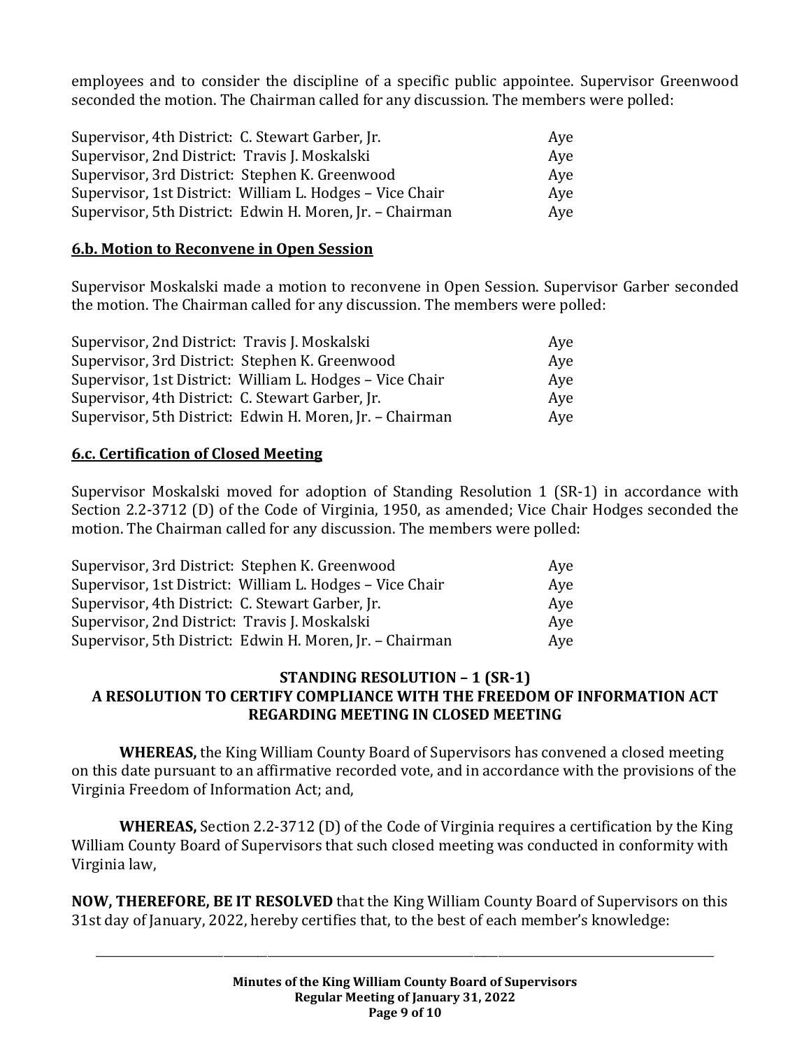employees and to consider the discipline of a specific public appointee. Supervisor Greenwood seconded the motion. The Chairman called for any discussion. The members were polled:

| | |
|---|---|
| Supervisor, 4th District: C. Stewart Garber, Jr. | Aye |
| Supervisor, 2nd District: Travis J. Moskalski | Aye |
| Supervisor, 3rd District: Stephen K. Greenwood | Aye |
| Supervisor, 1st District: William L. Hodges – Vice Chair | Aye |
| Supervisor, 5th District: Edwin H. Moren, Jr. – Chairman | Aye |

## 6.b. Motion to Reconvene in Open Session

Supervisor Moskalski made a motion to reconvene in Open Session. Supervisor Garber seconded the motion. The Chairman called for any discussion. The members were polled:

| | |
|---|---|
| Supervisor, 2nd District: Travis J. Moskalski | Aye |
| Supervisor, 3rd District: Stephen K. Greenwood | Aye |
| Supervisor, 1st District: William L. Hodges – Vice Chair | Aye |
| Supervisor, 4th District: C. Stewart Garber, Jr. | Aye |
| Supervisor, 5th District: Edwin H. Moren, Jr. – Chairman | Aye |

## 6.c. Certification of Closed Meeting

Supervisor Moskalski moved for adoption of Standing Resolution 1 (SR-1) in accordance with Section 2.2-3712 (D) of the Code of Virginia, 1950, as amended; Vice Chair Hodges seconded the motion. The Chairman called for any discussion. The members were polled:

| | |
|---|---|
| Supervisor, 3rd District: Stephen K. Greenwood | Aye |
| Supervisor, 1st District: William L. Hodges – Vice Chair | Aye |
| Supervisor, 4th District: C. Stewart Garber, Jr. | Aye |
| Supervisor, 2nd District: Travis J. Moskalski | Aye |
| Supervisor, 5th District: Edwin H. Moren, Jr. – Chairman | Aye |

### STANDING RESOLUTION – 1 (SR-1)
### A RESOLUTION TO CERTIFY COMPLIANCE WITH THE FREEDOM OF INFORMATION ACT REGARDING MEETING IN CLOSED MEETING

**WHEREAS,** the King William County Board of Supervisors has convened a closed meeting on this date pursuant to an affirmative recorded vote, and in accordance with the provisions of the Virginia Freedom of Information Act; and,

**WHEREAS,** Section 2.2-3712 (D) of the Code of Virginia requires a certification by the King William County Board of Supervisors that such closed meeting was conducted in conformity with Virginia law,

**NOW, THEREFORE, BE IT RESOLVED** that the King William County Board of Supervisors on this 31st day of January, 2022, hereby certifies that, to the best of each member's knowledge: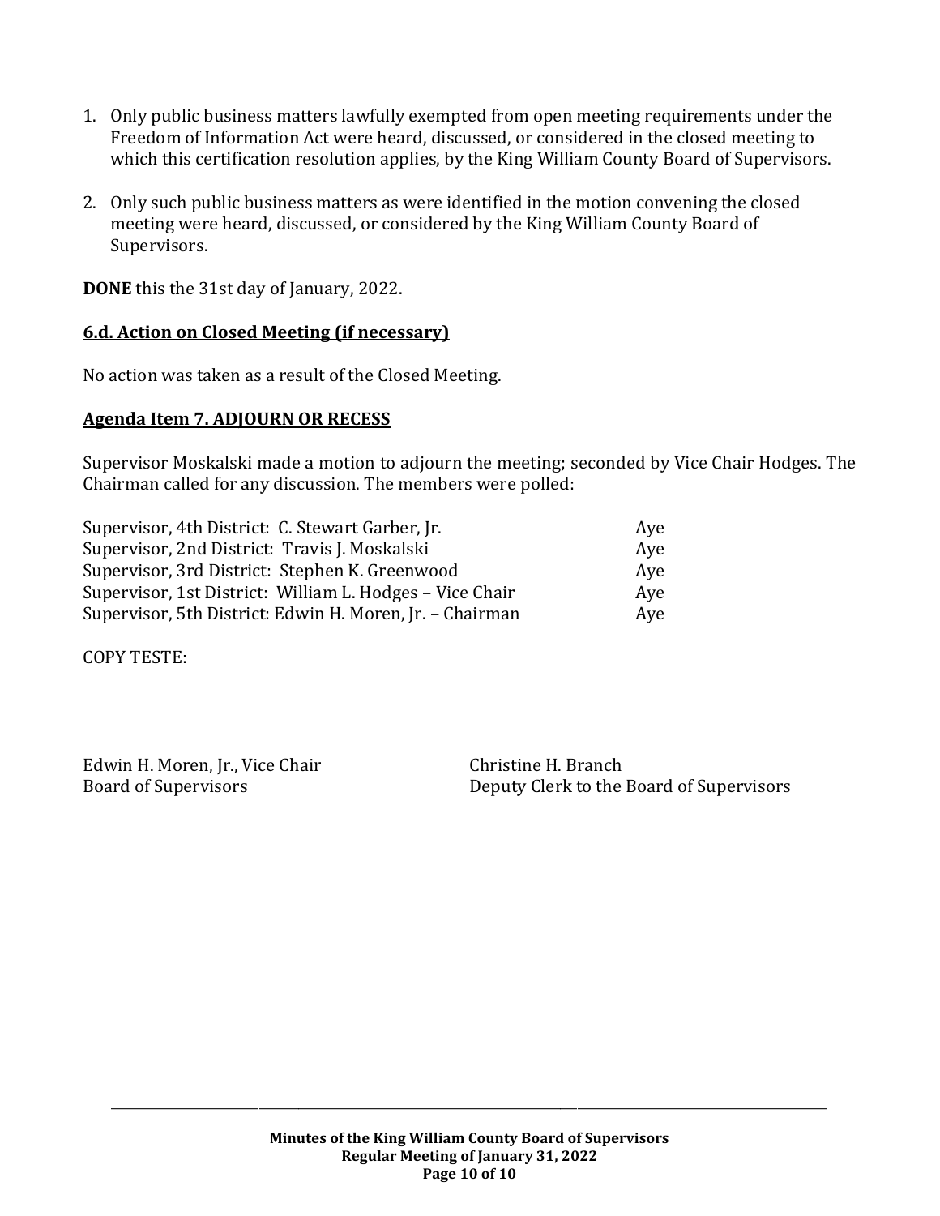1. Only public business matters lawfully exempted from open meeting requirements under the Freedom of Information Act were heard, discussed, or considered in the closed meeting to which this certification resolution applies, by the King William County Board of Supervisors.

2. Only such public business matters as were identified in the motion convening the closed meeting were heard, discussed, or considered by the King William County Board of Supervisors.

**DONE** this the 31st day of January, 2022.

**6.d. Action on Closed Meeting (if necessary)**

No action was taken as a result of the Closed Meeting.

**Agenda Item 7. ADJOURN OR RECESS**

Supervisor Moskalski made a motion to adjourn the meeting; seconded by Vice Chair Hodges. The Chairman called for any discussion. The members were polled:

| | |
|---|---|
| Supervisor, 4th District: C. Stewart Garber, Jr. | Aye |
| Supervisor, 2nd District: Travis J. Moskalski | Aye |
| Supervisor, 3rd District: Stephen K. Greenwood | Aye |
| Supervisor, 1st District: William L. Hodges – Vice Chair | Aye |
| Supervisor, 5th District: Edwin H. Moren, Jr. – Chairman | Aye |

COPY TESTE:

Edwin H. Moren, Jr., Vice Chair
Board of Supervisors

Christine H. Branch
Deputy Clerk to the Board of Supervisors